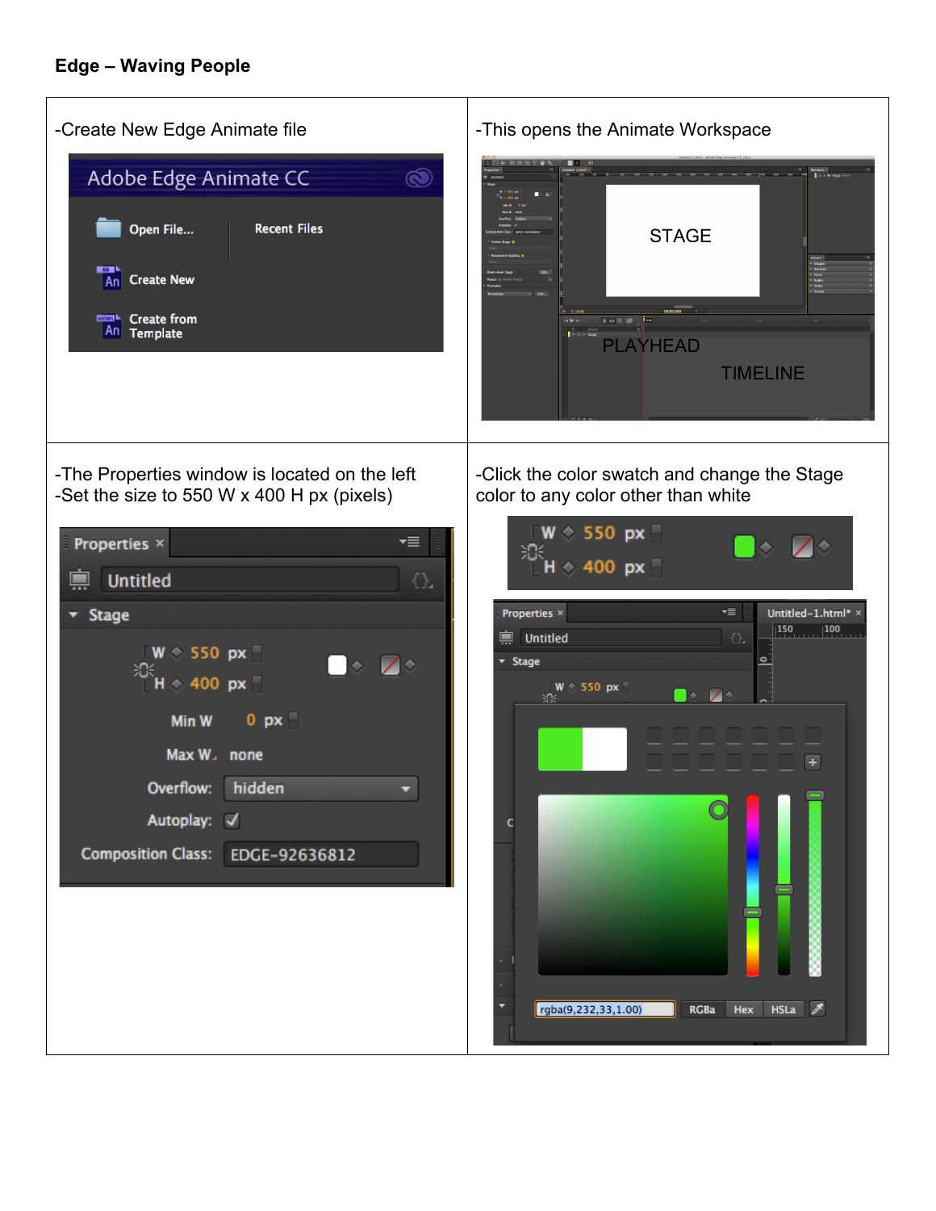**Edge – Waving People**

| | |
|---|---|
| -Create New Edge Animate file | -This opens the Animate Workspace |
| -The Properties window is located on the left<br>-Set the size to 550 W x 400 H px (pixels) | -Click the color swatch and change the Stage color to any color other than white |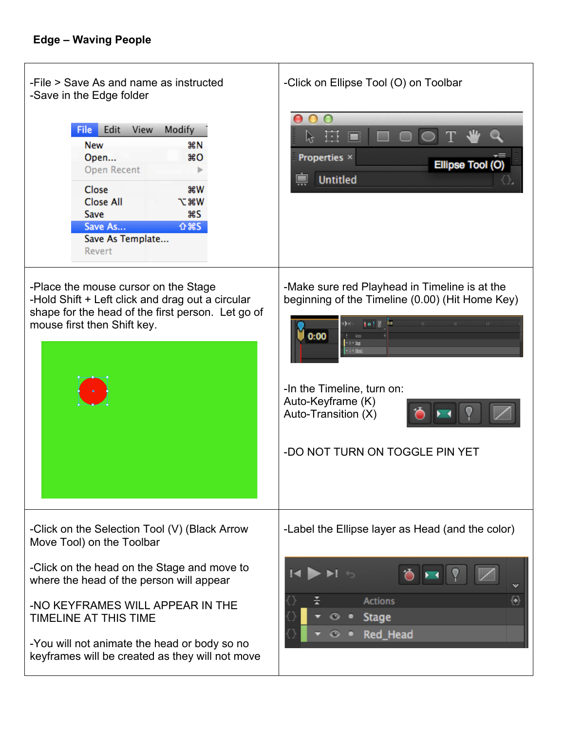**Edge – Waving People**

| | |
|---|---|
| -File > Save As and name as instructed<br>-Save in the Edge folder | -Click on Ellipse Tool (O) on Toolbar |
| -Place the mouse cursor on the Stage<br>-Hold Shift + Left click and drag out a circular shape for the head of the first person. Let go of mouse first then Shift key. | -Make sure red Playhead in Timeline is at the beginning of the Timeline (0.00) (Hit Home Key)<br><br>-In the Timeline, turn on:<br>Auto-Keyframe (K)<br>Auto-Transition (X)<br><br>-DO NOT TURN ON TOGGLE PIN YET |
| -Click on the Selection Tool (V) (Black Arrow Move Tool) on the Toolbar<br><br>-Click on the head on the Stage and move to where the head of the person will appear<br><br>-NO KEYFRAMES WILL APPEAR IN THE TIMELINE AT THIS TIME<br><br>-You will not animate the head or body so no keyframes will be created as they will not move | -Label the Ellipse layer as Head (and the color) |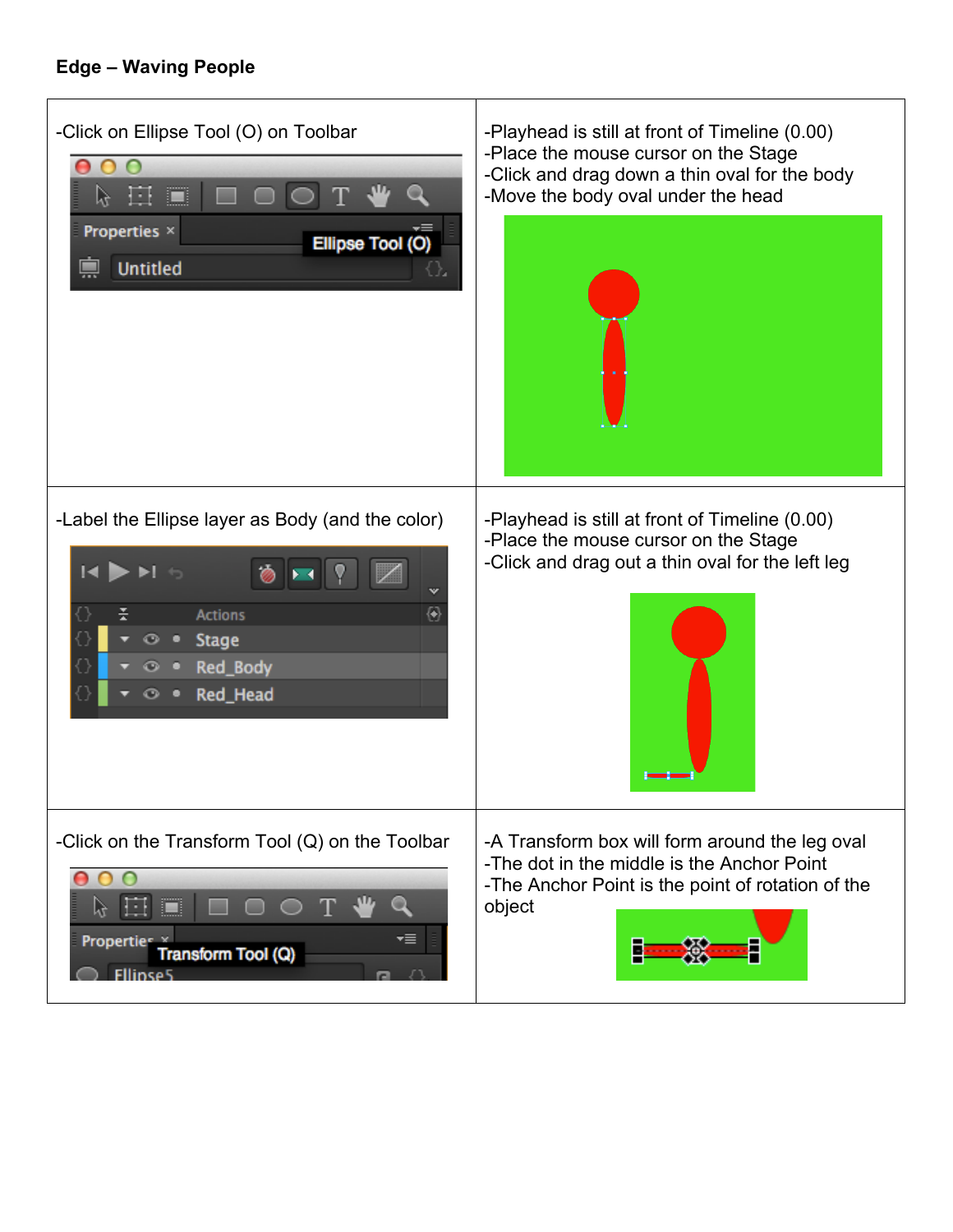**Edge – Waving People**

| | |
|---|---|
| -Click on Ellipse Tool (O) on Toolbar | -Playhead is still at front of Timeline (0.00)<br>-Place the mouse cursor on the Stage<br>-Click and drag down a thin oval for the body<br>-Move the body oval under the head |
| -Label the Ellipse layer as Body (and the color) | -Playhead is still at front of Timeline (0.00)<br>-Place the mouse cursor on the Stage<br>-Click and drag out a thin oval for the left leg |
| -Click on the Transform Tool (Q) on the Toolbar | -A Transform box will form around the leg oval<br>-The dot in the middle is the Anchor Point<br>-The Anchor Point is the point of rotation of the object |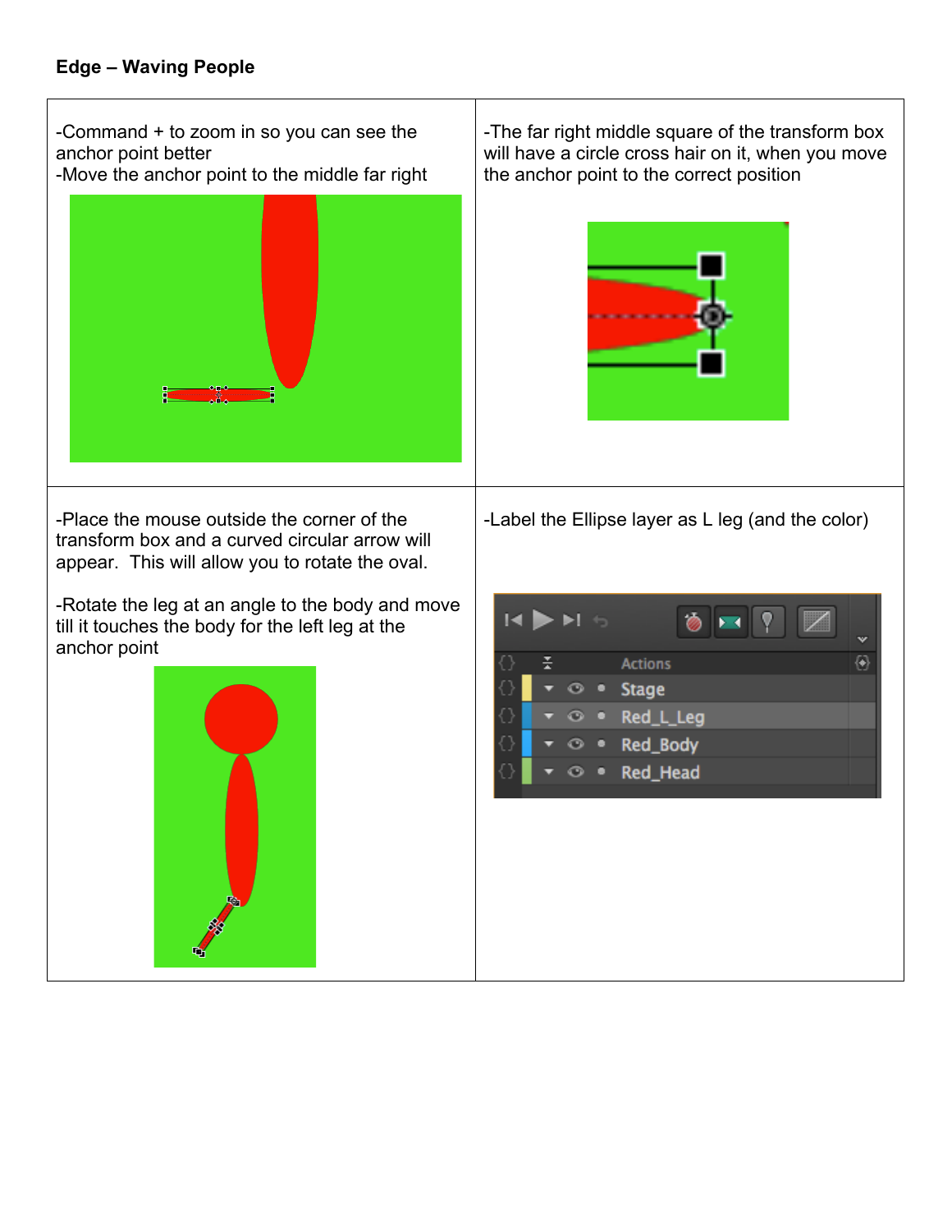**Edge – Waving People**

| | |
|---|---|
| -Command + to zoom in so you can see the anchor point better<br>-Move the anchor point to the middle far right | -The far right middle square of the transform box will have a circle cross hair on it, when you move the anchor point to the correct position |
| -Place the mouse outside the corner of the transform box and a curved circular arrow will appear. This will allow you to rotate the oval.<br><br>-Rotate the leg at an angle to the body and move till it touches the body for the left leg at the anchor point | -Label the Ellipse layer as L leg (and the color) |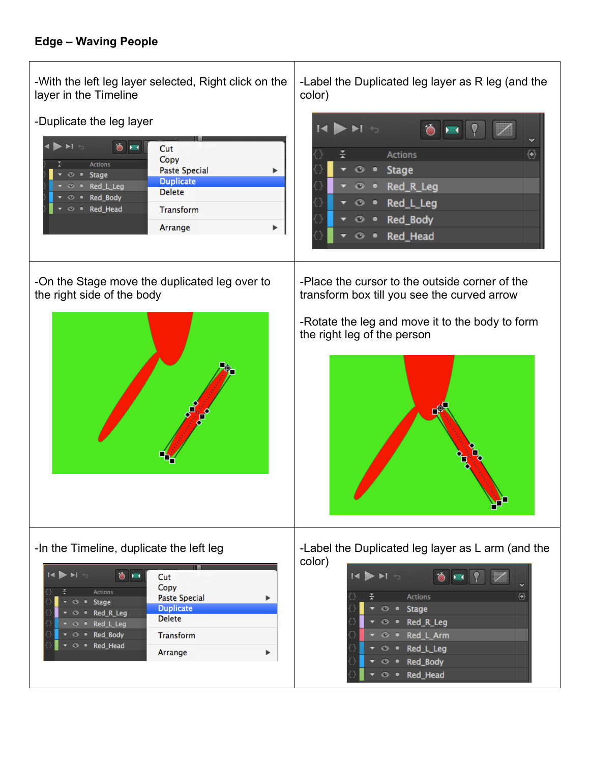**Edge – Waving People**

| | |
|---|---|
| -With the left leg layer selected, Right click on the layer in the Timeline<br><br>-Duplicate the leg layer | -Label the Duplicated leg layer as R leg (and the color) |
| -On the Stage move the duplicated leg over to the right side of the body | -Place the cursor to the outside corner of the transform box till you see the curved arrow<br><br>-Rotate the leg and move it to the body to form the right leg of the person |
| -In the Timeline, duplicate the left leg | -Label the Duplicated leg layer as L arm (and the color) |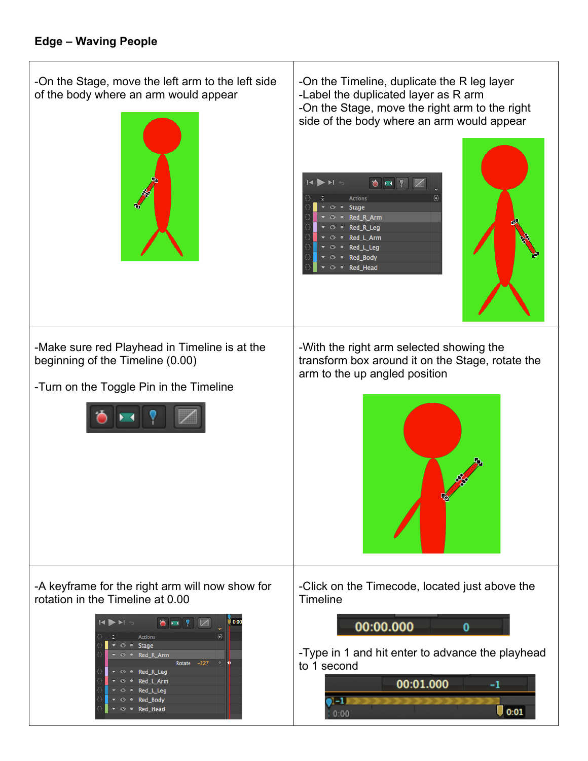**Edge – Waving People**

| | |
|---|---|
| -On the Stage, move the left arm to the left side of the body where an arm would appear | -On the Timeline, duplicate the R leg layer<br>-Label the duplicated layer as R arm<br>-On the Stage, move the right arm to the right side of the body where an arm would appear |
| -Make sure red Playhead in Timeline is at the beginning of the Timeline (0.00)<br><br>-Turn on the Toggle Pin in the Timeline | -With the right arm selected showing the transform box around it on the Stage, rotate the arm to the up angled position |
| -A keyframe for the right arm will now show for rotation in the Timeline at 0.00 | -Click on the Timecode, located just above the Timeline<br><br>-Type in 1 and hit enter to advance the playhead to 1 second |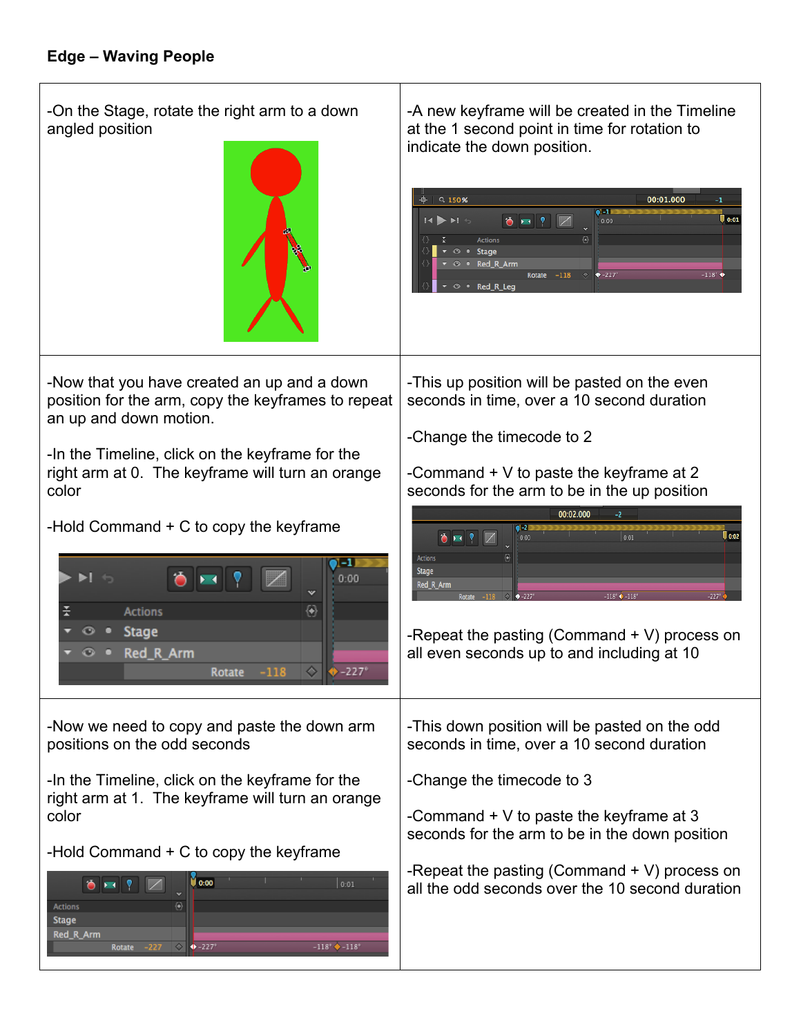**Edge – Waving People**

| | |
|---|---|
| -On the Stage, rotate the right arm to a down angled position | -A new keyframe will be created in the Timeline at the 1 second point in time for rotation to indicate the down position. |
| -Now that you have created an up and a down position for the arm, copy the keyframes to repeat an up and down motion.<br><br>-In the Timeline, click on the keyframe for the right arm at 0. The keyframe will turn an orange color<br><br>-Hold Command + C to copy the keyframe | -This up position will be pasted on the even seconds in time, over a 10 second duration<br><br>-Change the timecode to 2<br><br>-Command + V to paste the keyframe at 2 seconds for the arm to be in the up position<br><br>-Repeat the pasting (Command + V) process on all even seconds up to and including at 10 |
| -Now we need to copy and paste the down arm positions on the odd seconds<br><br>-In the Timeline, click on the keyframe for the right arm at 1. The keyframe will turn an orange color<br><br>-Hold Command + C to copy the keyframe | -This down position will be pasted on the odd seconds in time, over a 10 second duration<br><br>-Change the timecode to 3<br><br>-Command + V to paste the keyframe at 3 seconds for the arm to be in the down position<br><br>-Repeat the pasting (Command + V) process on all the odd seconds over the 10 second duration |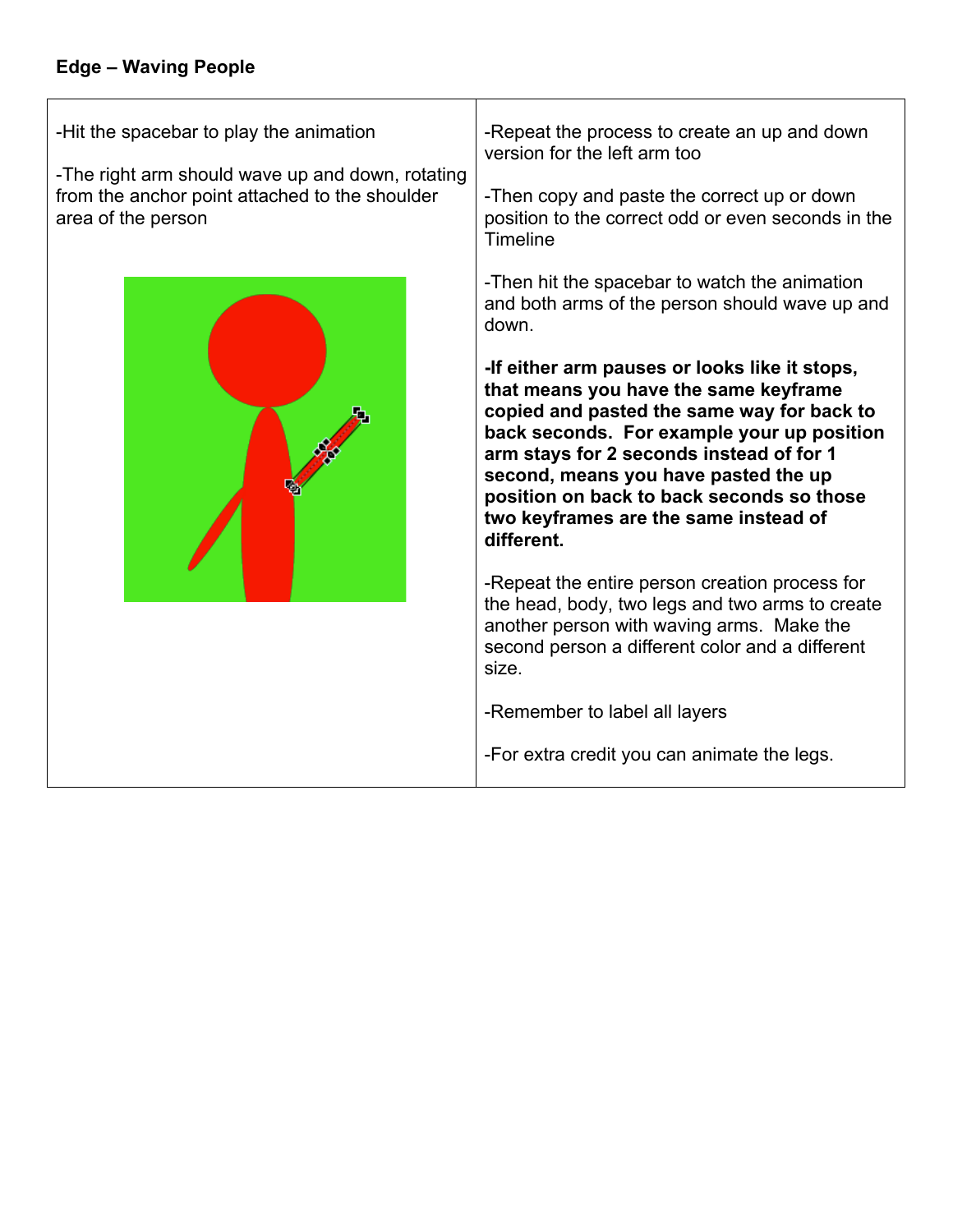**Edge – Waving People**

-Hit the spacebar to play the animation

-The right arm should wave up and down, rotating from the anchor point attached to the shoulder area of the person

-Repeat the process to create an up and down version for the left arm too

-Then copy and paste the correct up or down position to the correct odd or even seconds in the Timeline

-Then hit the spacebar to watch the animation and both arms of the person should wave up and down.

**-If either arm pauses or looks like it stops, that means you have the same keyframe copied and pasted the same way for back to back seconds. For example your up position arm stays for 2 seconds instead of for 1 second, means you have pasted the up position on back to back seconds so those two keyframes are the same instead of different.**

-Repeat the entire person creation process for the head, body, two legs and two arms to create another person with waving arms. Make the second person a different color and a different size.

-Remember to label all layers

-For extra credit you can animate the legs.